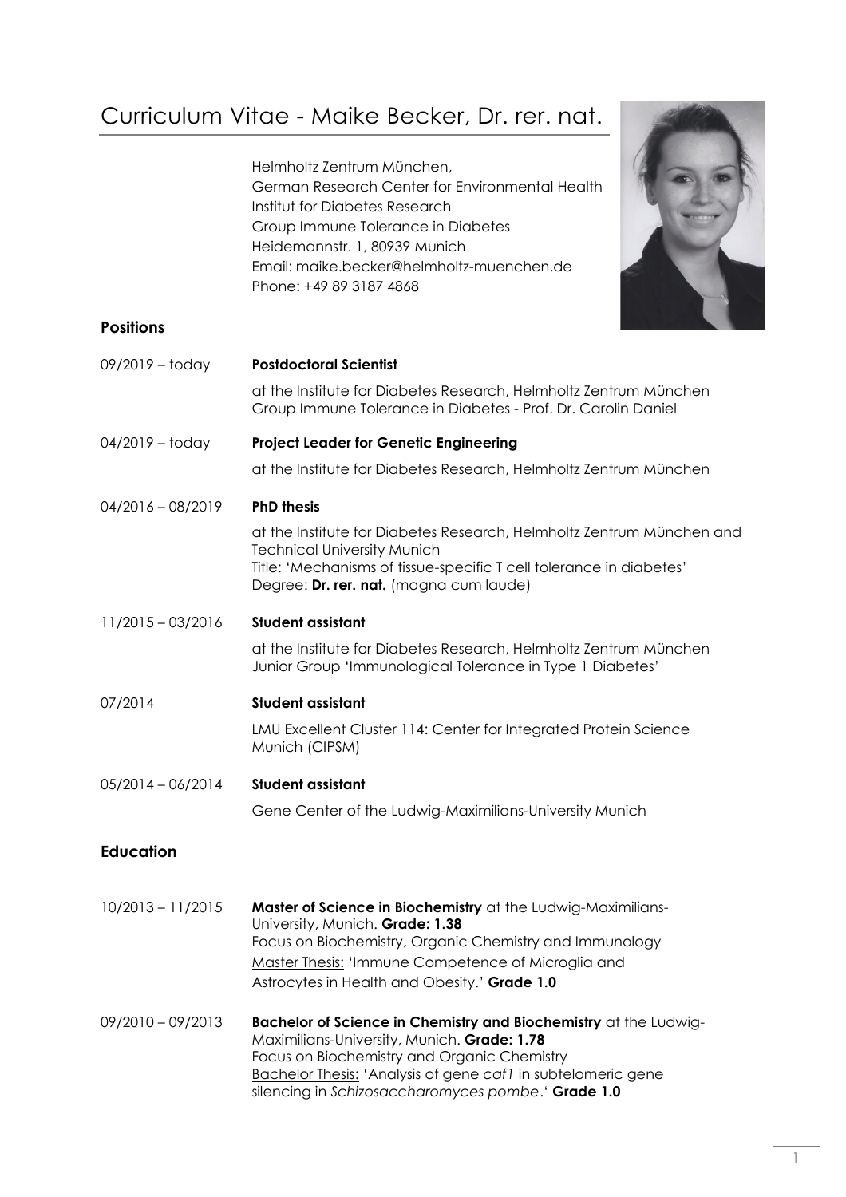# Curriculum Vitae - Maike Becker, Dr. rer. nat.

Helmholtz Zentrum München,
German Research Center for Environmental Health
Institut for Diabetes Research
Group Immune Tolerance in Diabetes
Heidemannstr. 1, 80939 Munich
Email: maike.becker@helmholtz-muenchen.de
Phone: +49 89 3187 4868

## Positions

**09/2019 – today** — **Postdoctoral Scientist**

at the Institute for Diabetes Research, Helmholtz Zentrum München
Group Immune Tolerance in Diabetes - Prof. Dr. Carolin Daniel

**04/2019 – today** — **Project Leader for Genetic Engineering**

at the Institute for Diabetes Research, Helmholtz Zentrum München

**04/2016 – 08/2019** — **PhD thesis**

at the Institute for Diabetes Research, Helmholtz Zentrum München and Technical University Munich
Title: 'Mechanisms of tissue-specific T cell tolerance in diabetes'
Degree: **Dr. rer. nat.** (magna cum laude)

**11/2015 – 03/2016** — **Student assistant**

at the Institute for Diabetes Research, Helmholtz Zentrum München
Junior Group 'Immunological Tolerance in Type 1 Diabetes'

**07/2014** — **Student assistant**

LMU Excellent Cluster 114: Center for Integrated Protein Science Munich (CIPSM)

**05/2014 – 06/2014** — **Student assistant**

Gene Center of the Ludwig-Maximilians-University Munich

## Education

**10/2013 – 11/2015** — **Master of Science in Biochemistry** at the Ludwig-Maximilians-University, Munich. **Grade: 1.38**
Focus on Biochemistry, Organic Chemistry and Immunology
Master Thesis: 'Immune Competence of Microglia and Astrocytes in Health and Obesity.' **Grade 1.0**

**09/2010 – 09/2013** — **Bachelor of Science in Chemistry and Biochemistry** at the Ludwig-Maximilians-University, Munich. **Grade: 1.78**
Focus on Biochemistry and Organic Chemistry
Bachelor Thesis: 'Analysis of gene *caf1* in subtelomeric gene silencing in *Schizosaccharomyces pombe*.' **Grade 1.0**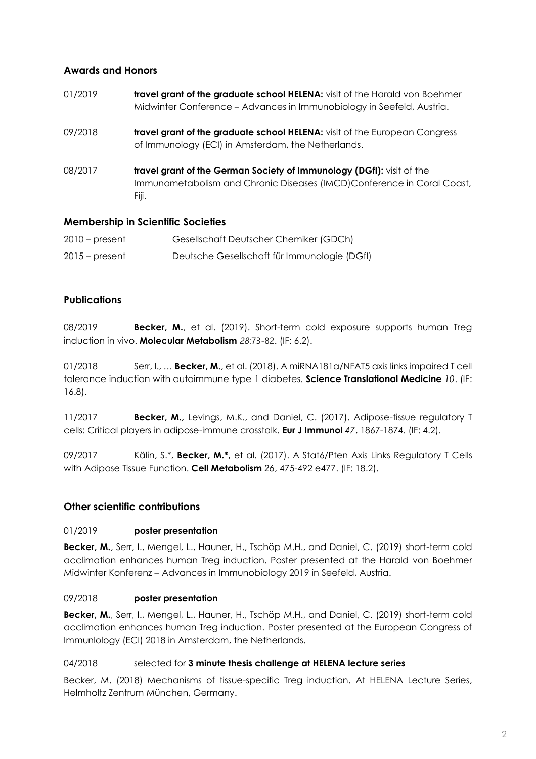## Awards and Honors

01/2019 **travel grant of the graduate school HELENA:** visit of the Harald von Boehmer Midwinter Conference – Advances in Immunobiology in Seefeld, Austria.

09/2018 **travel grant of the graduate school HELENA:** visit of the European Congress of Immunology (ECI) in Amsterdam, the Netherlands.

08/2017 **travel grant of the German Society of Immunology (DGfI):** visit of the Immunometabolism and Chronic Diseases (IMCD)Conference in Coral Coast, Fiji.

## Membership in Scientific Societies

2010 – present Gesellschaft Deutscher Chemiker (GDCh)

2015 – present Deutsche Gesellschaft für Immunologie (DGfI)

## Publications

08/2019 **Becker, M.**, et al. (2019). Short-term cold exposure supports human Treg induction in vivo. **Molecular Metabolism** *28*:73-82. (IF: 6.2).

01/2018 Serr, I., … **Becker, M**., et al. (2018). A miRNA181a/NFAT5 axis links impaired T cell tolerance induction with autoimmune type 1 diabetes. **Science Translational Medicine** *10*. (IF: 16.8).

11/2017 **Becker, M.,** Levings, M.K., and Daniel, C. (2017). Adipose-tissue regulatory T cells: Critical players in adipose-immune crosstalk. **Eur J Immunol** *47*, 1867-1874. (IF: 4.2).

09/2017 Kälin, S.*, **Becker, M.*,** et al. (2017). A Stat6/Pten Axis Links Regulatory T Cells with Adipose Tissue Function. **Cell Metabolism** 26, 475-492 e477. (IF: 18.2).

## Other scientific contributions

01/2019 **poster presentation**

**Becker, M.**, Serr, I., Mengel, L., Hauner, H., Tschöp M.H., and Daniel, C. (2019) short-term cold acclimation enhances human Treg induction. Poster presented at the Harald von Boehmer Midwinter Konferenz – Advances in Immunobiology 2019 in Seefeld, Austria.

09/2018 **poster presentation**

**Becker, M.**, Serr, I., Mengel, L., Hauner, H., Tschöp M.H., and Daniel, C. (2019) short-term cold acclimation enhances human Treg induction. Poster presented at the European Congress of Immunlology (ECI) 2018 in Amsterdam, the Netherlands.

04/2018 selected for **3 minute thesis challenge at HELENA lecture series**

Becker, M. (2018) Mechanisms of tissue-specific Treg induction. At HELENA Lecture Series, Helmholtz Zentrum München, Germany.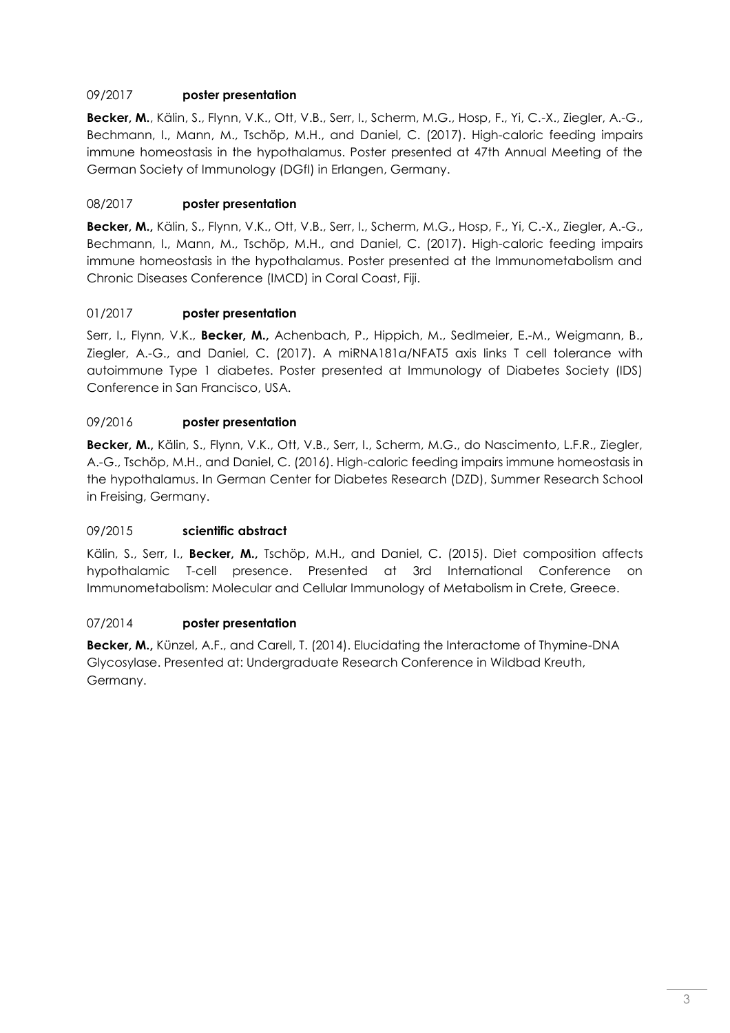09/2017 **poster presentation**

**Becker, M.**, Kälin, S., Flynn, V.K., Ott, V.B., Serr, I., Scherm, M.G., Hosp, F., Yi, C.-X., Ziegler, A.-G., Bechmann, I., Mann, M., Tschöp, M.H., and Daniel, C. (2017). High-caloric feeding impairs immune homeostasis in the hypothalamus. Poster presented at 47th Annual Meeting of the German Society of Immunology (DGfI) in Erlangen, Germany.

08/2017 **poster presentation**

**Becker, M.,** Kälin, S., Flynn, V.K., Ott, V.B., Serr, I., Scherm, M.G., Hosp, F., Yi, C.-X., Ziegler, A.-G., Bechmann, I., Mann, M., Tschöp, M.H., and Daniel, C. (2017). High-caloric feeding impairs immune homeostasis in the hypothalamus. Poster presented at the Immunometabolism and Chronic Diseases Conference (IMCD) in Coral Coast, Fiji.

01/2017 **poster presentation**

Serr, I., Flynn, V.K., **Becker, M.,** Achenbach, P., Hippich, M., Sedlmeier, E.-M., Weigmann, B., Ziegler, A.-G., and Daniel, C. (2017). A miRNA181a/NFAT5 axis links T cell tolerance with autoimmune Type 1 diabetes. Poster presented at Immunology of Diabetes Society (IDS) Conference in San Francisco, USA.

09/2016 **poster presentation**

**Becker, M.,** Kälin, S., Flynn, V.K., Ott, V.B., Serr, I., Scherm, M.G., do Nascimento, L.F.R., Ziegler, A.-G., Tschöp, M.H., and Daniel, C. (2016). High-caloric feeding impairs immune homeostasis in the hypothalamus. In German Center for Diabetes Research (DZD), Summer Research School in Freising, Germany.

09/2015 **scientific abstract**

Kälin, S., Serr, I., **Becker, M.,** Tschöp, M.H., and Daniel, C. (2015). Diet composition affects hypothalamic T-cell presence. Presented at 3rd International Conference on Immunometabolism: Molecular and Cellular Immunology of Metabolism in Crete, Greece.

07/2014 **poster presentation**

**Becker, M.,** Künzel, A.F., and Carell, T. (2014). Elucidating the Interactome of Thymine-DNA Glycosylase. Presented at: Undergraduate Research Conference in Wildbad Kreuth, Germany.